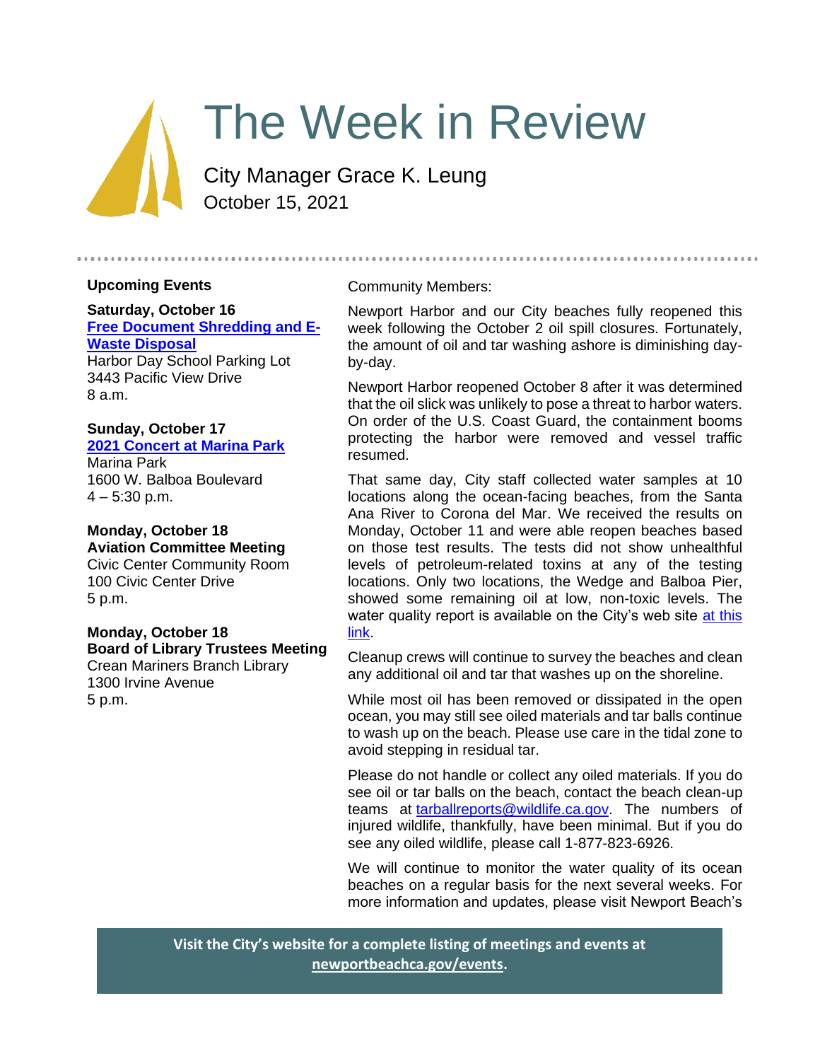# The Week in Review

City Manager Grace K. Leung
October 15, 2021

## Upcoming Events

**Saturday, October 16**
**Free Document Shredding and E-Waste Disposal**
Harbor Day School Parking Lot
3443 Pacific View Drive
8 a.m.

**Sunday, October 17**
**2021 Concert at Marina Park**
Marina Park
1600 W. Balboa Boulevard
4 – 5:30 p.m.

**Monday, October 18**
**Aviation Committee Meeting**
Civic Center Community Room
100 Civic Center Drive
5 p.m.

**Monday, October 18**
**Board of Library Trustees Meeting**
Crean Mariners Branch Library
1300 Irvine Avenue
5 p.m.

Community Members:

Newport Harbor and our City beaches fully reopened this week following the October 2 oil spill closures. Fortunately, the amount of oil and tar washing ashore is diminishing day-by-day.

Newport Harbor reopened October 8 after it was determined that the oil slick was unlikely to pose a threat to harbor waters. On order of the U.S. Coast Guard, the containment booms protecting the harbor were removed and vessel traffic resumed.

That same day, City staff collected water samples at 10 locations along the ocean-facing beaches, from the Santa Ana River to Corona del Mar. We received the results on Monday, October 11 and were able reopen beaches based on those test results. The tests did not show unhealthful levels of petroleum-related toxins at any of the testing locations. Only two locations, the Wedge and Balboa Pier, showed some remaining oil at low, non-toxic levels. The water quality report is available on the City's web site at this link.

Cleanup crews will continue to survey the beaches and clean any additional oil and tar that washes up on the shoreline.

While most oil has been removed or dissipated in the open ocean, you may still see oiled materials and tar balls continue to wash up on the beach. Please use care in the tidal zone to avoid stepping in residual tar.

Please do not handle or collect any oiled materials. If you do see oil or tar balls on the beach, contact the beach clean-up teams at tarballreports@wildlife.ca.gov. The numbers of injured wildlife, thankfully, have been minimal. But if you do see any oiled wildlife, please call 1-877-823-6926.

We will continue to monitor the water quality of its ocean beaches on a regular basis for the next several weeks. For more information and updates, please visit Newport Beach's

**Visit the City's website for a complete listing of meetings and events at newportbeachca.gov/events.**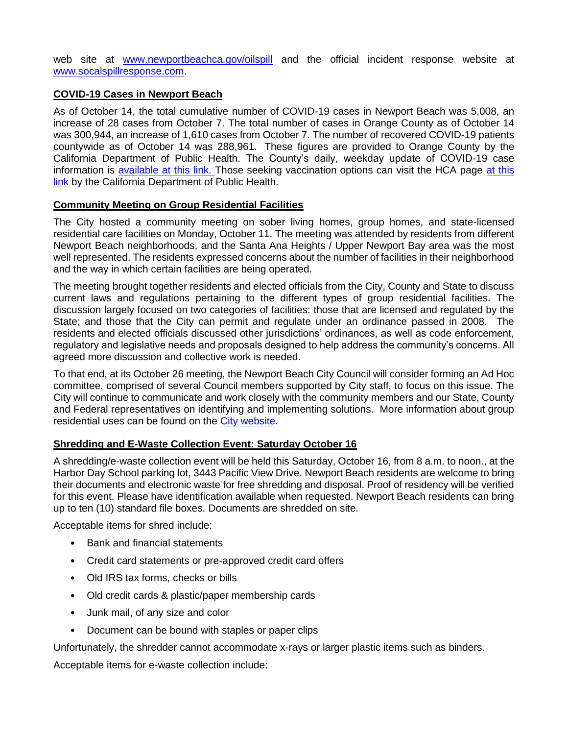web site at [www.newportbeachca.gov/oilspill](www.newportbeachca.gov/oilspill) and the official incident response website at [www.socalspillresponse.com](www.socalspillresponse.com).

## COVID-19 Cases in Newport Beach

As of October 14, the total cumulative number of COVID-19 cases in Newport Beach was 5,008, an increase of 28 cases from October 7. The total number of cases in Orange County as of October 14 was 300,944, an increase of 1,610 cases from October 7. The number of recovered COVID-19 patients countywide as of October 14 was 288,961. These figures are provided to Orange County by the California Department of Public Health. The County's daily, weekday update of COVID-19 case information is available at this link. Those seeking vaccination options can visit the HCA page at this link by the California Department of Public Health.

## Community Meeting on Group Residential Facilities

The City hosted a community meeting on sober living homes, group homes, and state-licensed residential care facilities on Monday, October 11. The meeting was attended by residents from different Newport Beach neighborhoods, and the Santa Ana Heights / Upper Newport Bay area was the most well represented. The residents expressed concerns about the number of facilities in their neighborhood and the way in which certain facilities are being operated.

The meeting brought together residents and elected officials from the City, County and State to discuss current laws and regulations pertaining to the different types of group residential facilities. The discussion largely focused on two categories of facilities: those that are licensed and regulated by the State; and those that the City can permit and regulate under an ordinance passed in 2008. The residents and elected officials discussed other jurisdictions' ordinances, as well as code enforcement, regulatory and legislative needs and proposals designed to help address the community's concerns. All agreed more discussion and collective work is needed.

To that end, at its October 26 meeting, the Newport Beach City Council will consider forming an Ad Hoc committee, comprised of several Council members supported by City staff, to focus on this issue. The City will continue to communicate and work closely with the community members and our State, County and Federal representatives on identifying and implementing solutions. More information about group residential uses can be found on the City website.

## Shredding and E-Waste Collection Event: Saturday October 16

A shredding/e-waste collection event will be held this Saturday, October 16, from 8 a.m. to noon., at the Harbor Day School parking lot, 3443 Pacific View Drive. Newport Beach residents are welcome to bring their documents and electronic waste for free shredding and disposal. Proof of residency will be verified for this event. Please have identification available when requested. Newport Beach residents can bring up to ten (10) standard file boxes. Documents are shredded on site.

Acceptable items for shred include:

- Bank and financial statements
- Credit card statements or pre-approved credit card offers
- Old IRS tax forms, checks or bills
- Old credit cards & plastic/paper membership cards
- Junk mail, of any size and color
- Document can be bound with staples or paper clips

Unfortunately, the shredder cannot accommodate x-rays or larger plastic items such as binders.

Acceptable items for e-waste collection include: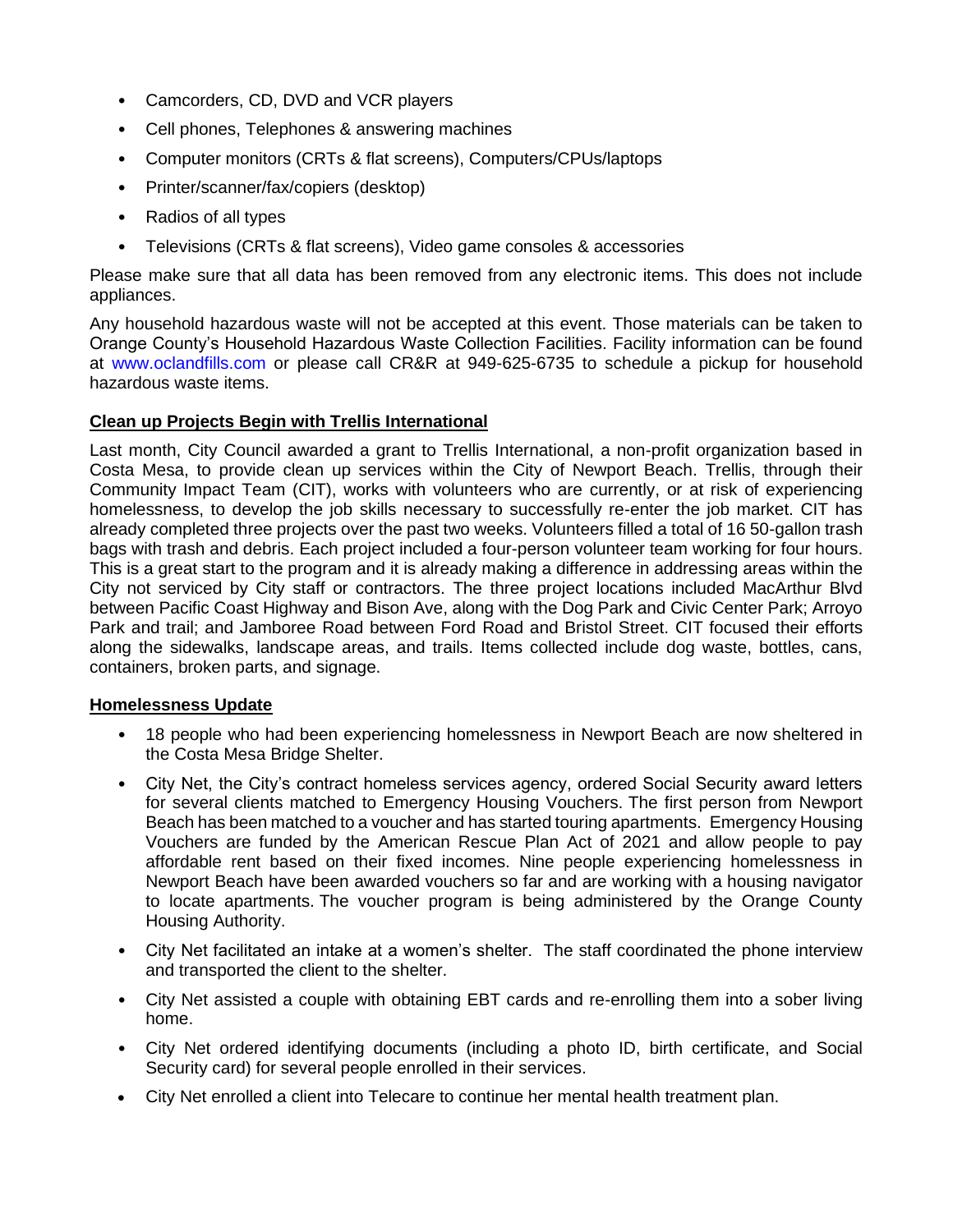- Camcorders, CD, DVD and VCR players
- Cell phones, Telephones & answering machines
- Computer monitors (CRTs & flat screens), Computers/CPUs/laptops
- Printer/scanner/fax/copiers (desktop)
- Radios of all types
- Televisions (CRTs & flat screens), Video game consoles & accessories

Please make sure that all data has been removed from any electronic items. This does not include appliances.

Any household hazardous waste will not be accepted at this event. Those materials can be taken to Orange County's Household Hazardous Waste Collection Facilities. Facility information can be found at www.oclandfills.com or please call CR&R at 949-625-6735 to schedule a pickup for household hazardous waste items.

## Clean up Projects Begin with Trellis International

Last month, City Council awarded a grant to Trellis International, a non-profit organization based in Costa Mesa, to provide clean up services within the City of Newport Beach. Trellis, through their Community Impact Team (CIT), works with volunteers who are currently, or at risk of experiencing homelessness, to develop the job skills necessary to successfully re-enter the job market. CIT has already completed three projects over the past two weeks. Volunteers filled a total of 16 50-gallon trash bags with trash and debris. Each project included a four-person volunteer team working for four hours. This is a great start to the program and it is already making a difference in addressing areas within the City not serviced by City staff or contractors. The three project locations included MacArthur Blvd between Pacific Coast Highway and Bison Ave, along with the Dog Park and Civic Center Park; Arroyo Park and trail; and Jamboree Road between Ford Road and Bristol Street. CIT focused their efforts along the sidewalks, landscape areas, and trails. Items collected include dog waste, bottles, cans, containers, broken parts, and signage.

## Homelessness Update

- 18 people who had been experiencing homelessness in Newport Beach are now sheltered in the Costa Mesa Bridge Shelter.
- City Net, the City's contract homeless services agency, ordered Social Security award letters for several clients matched to Emergency Housing Vouchers. The first person from Newport Beach has been matched to a voucher and has started touring apartments. Emergency Housing Vouchers are funded by the American Rescue Plan Act of 2021 and allow people to pay affordable rent based on their fixed incomes. Nine people experiencing homelessness in Newport Beach have been awarded vouchers so far and are working with a housing navigator to locate apartments. The voucher program is being administered by the Orange County Housing Authority.
- City Net facilitated an intake at a women's shelter. The staff coordinated the phone interview and transported the client to the shelter.
- City Net assisted a couple with obtaining EBT cards and re-enrolling them into a sober living home.
- City Net ordered identifying documents (including a photo ID, birth certificate, and Social Security card) for several people enrolled in their services.
- City Net enrolled a client into Telecare to continue her mental health treatment plan.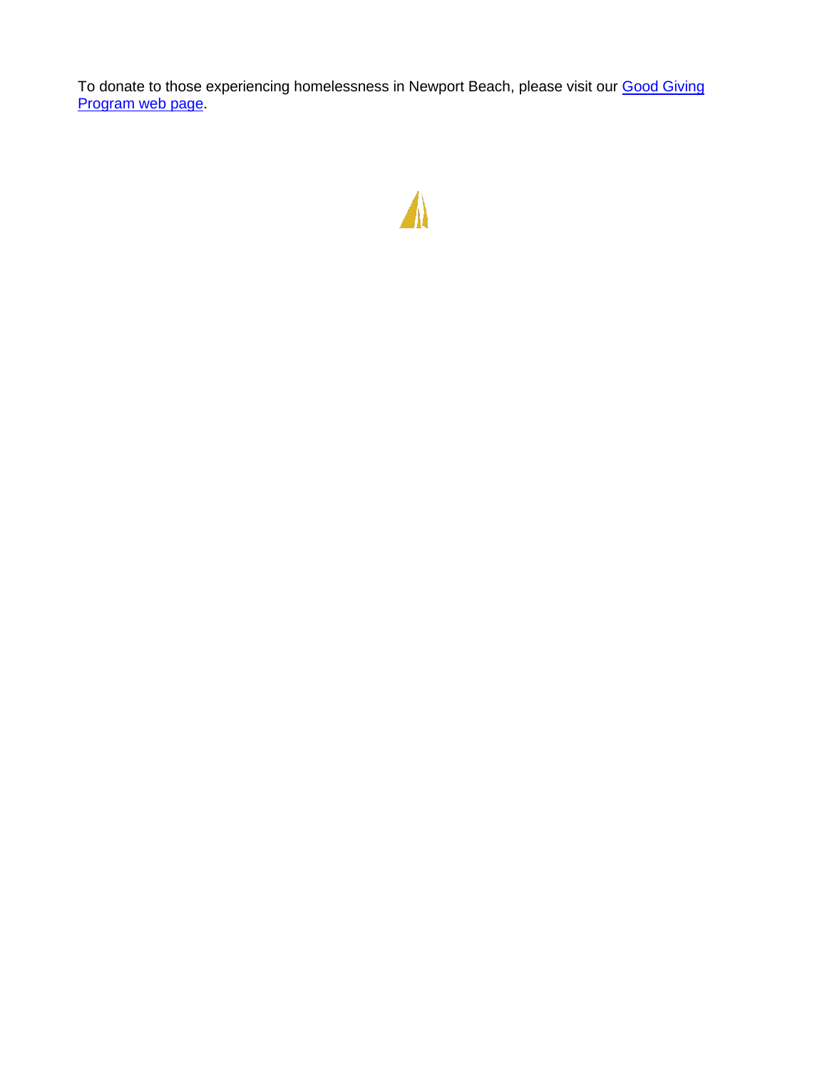To donate to those experiencing homelessness in Newport Beach, please visit our Good Giving Program web page.